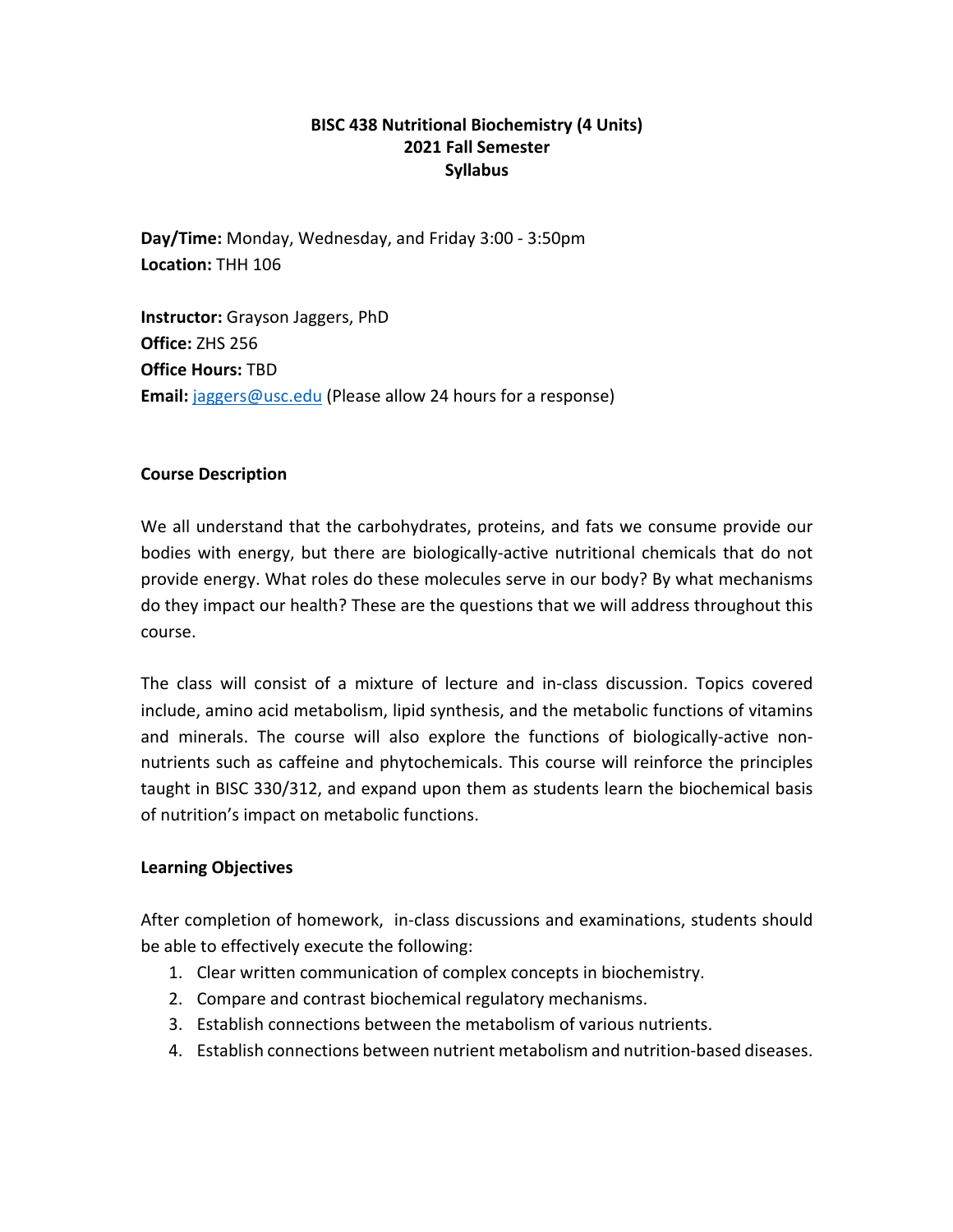**BISC 438 Nutritional Biochemistry (4 Units)**
**2021 Fall Semester**
**Syllabus**

**Day/Time:** Monday, Wednesday, and Friday 3:00 - 3:50pm
**Location:** THH 106

**Instructor:** Grayson Jaggers, PhD
**Office:** ZHS 256
**Office Hours:** TBD
**Email:** jaggers@usc.edu (Please allow 24 hours for a response)

**Course Description**

We all understand that the carbohydrates, proteins, and fats we consume provide our bodies with energy, but there are biologically-active nutritional chemicals that do not provide energy. What roles do these molecules serve in our body? By what mechanisms do they impact our health? These are the questions that we will address throughout this course.

The class will consist of a mixture of lecture and in-class discussion. Topics covered include, amino acid metabolism, lipid synthesis, and the metabolic functions of vitamins and minerals. The course will also explore the functions of biologically-active non-nutrients such as caffeine and phytochemicals. This course will reinforce the principles taught in BISC 330/312, and expand upon them as students learn the biochemical basis of nutrition's impact on metabolic functions.

**Learning Objectives**

After completion of homework, in-class discussions and examinations, students should be able to effectively execute the following:

1. Clear written communication of complex concepts in biochemistry.
2. Compare and contrast biochemical regulatory mechanisms.
3. Establish connections between the metabolism of various nutrients.
4. Establish connections between nutrient metabolism and nutrition-based diseases.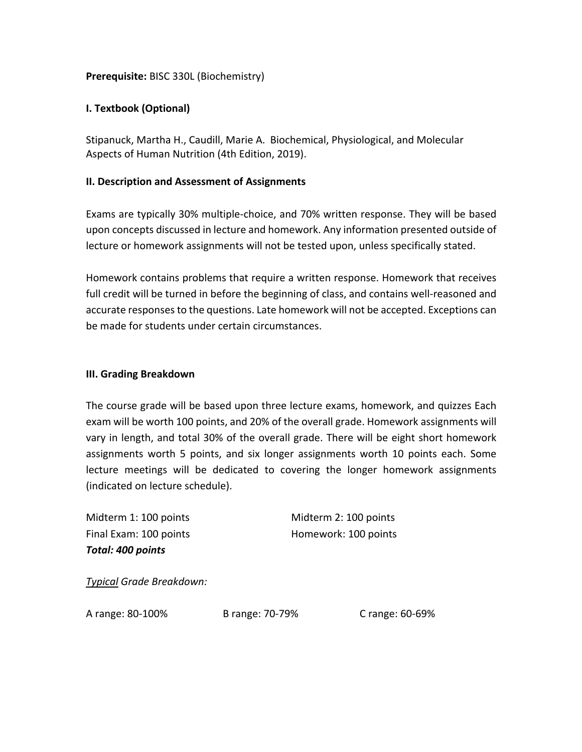**Prerequisite:** BISC 330L (Biochemistry)

**I. Textbook (Optional)**

Stipanuck, Martha H., Caudill, Marie A. Biochemical, Physiological, and Molecular Aspects of Human Nutrition (4th Edition, 2019).

**II. Description and Assessment of Assignments**

Exams are typically 30% multiple-choice, and 70% written response. They will be based upon concepts discussed in lecture and homework. Any information presented outside of lecture or homework assignments will not be tested upon, unless specifically stated.

Homework contains problems that require a written response. Homework that receives full credit will be turned in before the beginning of class, and contains well-reasoned and accurate responses to the questions. Late homework will not be accepted. Exceptions can be made for students under certain circumstances.

**III. Grading Breakdown**

The course grade will be based upon three lecture exams, homework, and quizzes Each exam will be worth 100 points, and 20% of the overall grade. Homework assignments will vary in length, and total 30% of the overall grade. There will be eight short homework assignments worth 5 points, and six longer assignments worth 10 points each. Some lecture meetings will be dedicated to covering the longer homework assignments (indicated on lecture schedule).

Midterm 1: 100 points
Midterm 2: 100 points
Final Exam: 100 points
Homework: 100 points
***Total: 400 points***

*Typical Grade Breakdown:*

A range: 80-100%
B range: 70-79%
C range: 60-69%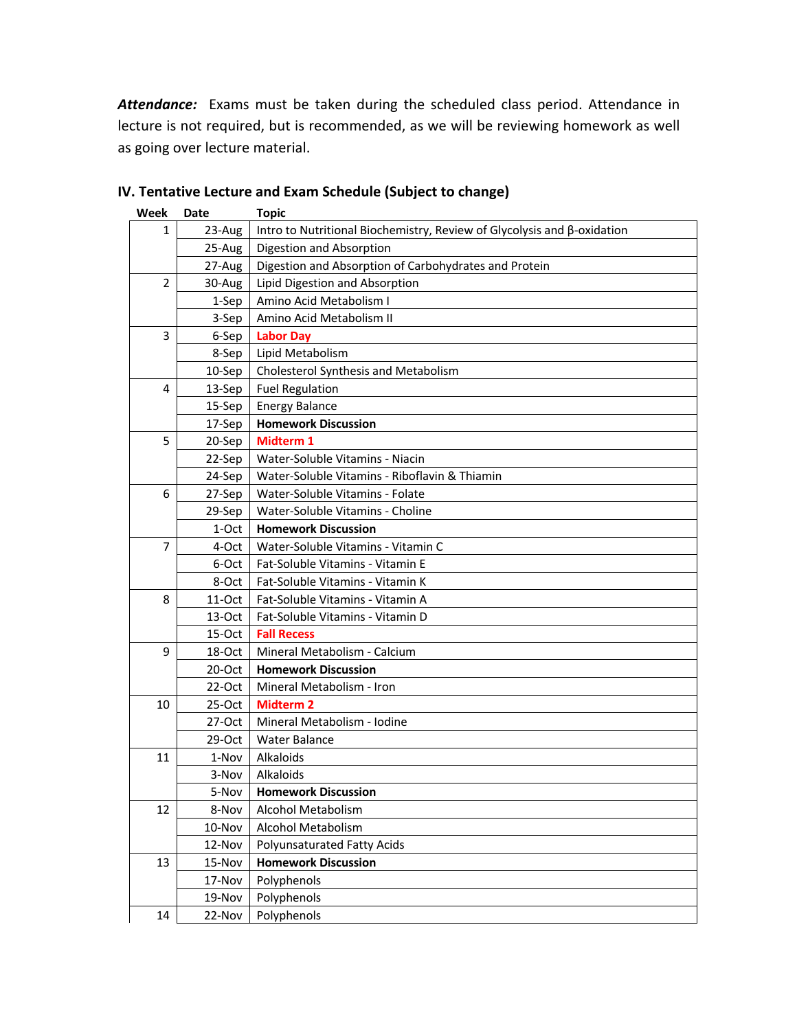***Attendance:*** Exams must be taken during the scheduled class period. Attendance in lecture is not required, but is recommended, as we will be reviewing homework as well as going over lecture material.

### IV. Tentative Lecture and Exam Schedule (Subject to change)

| Week | Date | Topic |
|---|---|---|
| 1 | 23-Aug | Intro to Nutritional Biochemistry, Review of Glycolysis and β-oxidation |
| | 25-Aug | Digestion and Absorption |
| | 27-Aug | Digestion and Absorption of Carbohydrates and Protein |
| 2 | 30-Aug | Lipid Digestion and Absorption |
| | 1-Sep | Amino Acid Metabolism I |
| | 3-Sep | Amino Acid Metabolism II |
| 3 | 6-Sep | **Labor Day** |
| | 8-Sep | Lipid Metabolism |
| | 10-Sep | Cholesterol Synthesis and Metabolism |
| 4 | 13-Sep | Fuel Regulation |
| | 15-Sep | Energy Balance |
| | 17-Sep | **Homework Discussion** |
| 5 | 20-Sep | **Midterm 1** |
| | 22-Sep | Water-Soluble Vitamins - Niacin |
| | 24-Sep | Water-Soluble Vitamins - Riboflavin & Thiamin |
| 6 | 27-Sep | Water-Soluble Vitamins - Folate |
| | 29-Sep | Water-Soluble Vitamins - Choline |
| | 1-Oct | **Homework Discussion** |
| 7 | 4-Oct | Water-Soluble Vitamins - Vitamin C |
| | 6-Oct | Fat-Soluble Vitamins - Vitamin E |
| | 8-Oct | Fat-Soluble Vitamins - Vitamin K |
| 8 | 11-Oct | Fat-Soluble Vitamins - Vitamin A |
| | 13-Oct | Fat-Soluble Vitamins - Vitamin D |
| | 15-Oct | **Fall Recess** |
| 9 | 18-Oct | Mineral Metabolism - Calcium |
| | 20-Oct | **Homework Discussion** |
| | 22-Oct | Mineral Metabolism - Iron |
| 10 | 25-Oct | **Midterm 2** |
| | 27-Oct | Mineral Metabolism - Iodine |
| | 29-Oct | Water Balance |
| 11 | 1-Nov | Alkaloids |
| | 3-Nov | Alkaloids |
| | 5-Nov | **Homework Discussion** |
| 12 | 8-Nov | Alcohol Metabolism |
| | 10-Nov | Alcohol Metabolism |
| | 12-Nov | Polyunsaturated Fatty Acids |
| 13 | 15-Nov | **Homework Discussion** |
| | 17-Nov | Polyphenols |
| | 19-Nov | Polyphenols |
| 14 | 22-Nov | Polyphenols |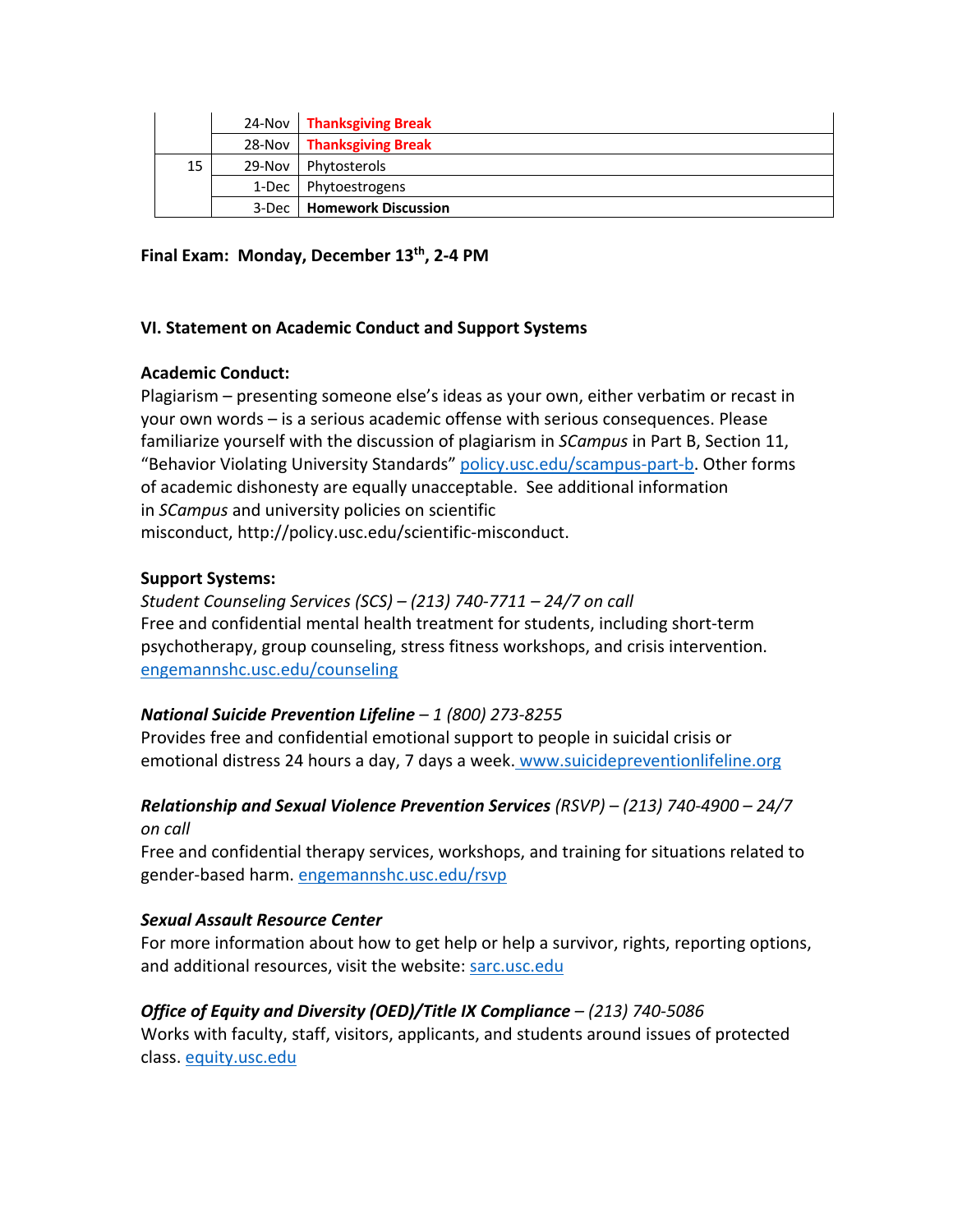| | | |
|---|---|---|
| | 24-Nov | **Thanksgiving Break** |
| | 28-Nov | **Thanksgiving Break** |
| 15 | 29-Nov | Phytosterols |
| | 1-Dec | Phytoestrogens |
| | 3-Dec | **Homework Discussion** |

**Final Exam: Monday, December 13th, 2-4 PM**

### VI. Statement on Academic Conduct and Support Systems

**Academic Conduct:**

Plagiarism – presenting someone else's ideas as your own, either verbatim or recast in your own words – is a serious academic offense with serious consequences. Please familiarize yourself with the discussion of plagiarism in *SCampus* in Part B, Section 11, "Behavior Violating University Standards" policy.usc.edu/scampus-part-b. Other forms of academic dishonesty are equally unacceptable. See additional information in *SCampus* and university policies on scientific misconduct, http://policy.usc.edu/scientific-misconduct.

**Support Systems:**

*Student Counseling Services (SCS) – (213) 740-7711 – 24/7 on call*
Free and confidential mental health treatment for students, including short-term psychotherapy, group counseling, stress fitness workshops, and crisis intervention. engemannshc.usc.edu/counseling

***National Suicide Prevention Lifeline** – 1 (800) 273-8255*
Provides free and confidential emotional support to people in suicidal crisis or emotional distress 24 hours a day, 7 days a week. www.suicidepreventionlifeline.org

***Relationship and Sexual Violence Prevention Services** (RSVP) – (213) 740-4900 – 24/7 on call*
Free and confidential therapy services, workshops, and training for situations related to gender-based harm. engemannshc.usc.edu/rsvp

***Sexual Assault Resource Center***
For more information about how to get help or help a survivor, rights, reporting options, and additional resources, visit the website: sarc.usc.edu

***Office of Equity and Diversity (OED)/Title IX Compliance** – (213) 740-5086*
Works with faculty, staff, visitors, applicants, and students around issues of protected class. equity.usc.edu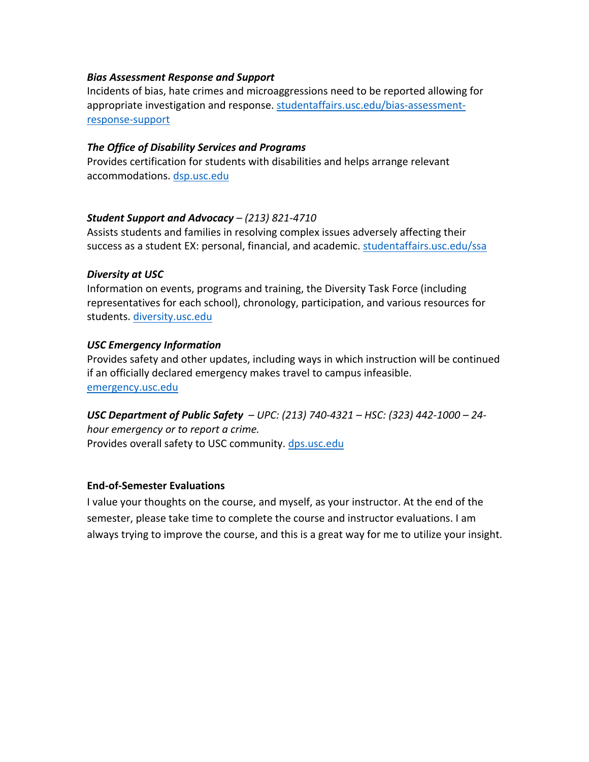***Bias Assessment Response and Support***
Incidents of bias, hate crimes and microaggressions need to be reported allowing for appropriate investigation and response. [studentaffairs.usc.edu/bias-assessment-response-support](studentaffairs.usc.edu/bias-assessment-response-support)

***The Office of Disability Services and Programs***
Provides certification for students with disabilities and helps arrange relevant accommodations. [dsp.usc.edu](dsp.usc.edu)

***Student Support and Advocacy** – (213) 821-4710*
Assists students and families in resolving complex issues adversely affecting their success as a student EX: personal, financial, and academic. [studentaffairs.usc.edu/ssa](studentaffairs.usc.edu/ssa)

***Diversity at USC***
Information on events, programs and training, the Diversity Task Force (including representatives for each school), chronology, participation, and various resources for students. [diversity.usc.edu](diversity.usc.edu)

***USC Emergency Information***
Provides safety and other updates, including ways in which instruction will be continued if an officially declared emergency makes travel to campus infeasible. [emergency.usc.edu](emergency.usc.edu)

***USC Department of Public Safety** – UPC: (213) 740-4321 – HSC: (323) 442-1000 – 24-hour emergency or to report a crime.*
Provides overall safety to USC community. [dps.usc.edu](dps.usc.edu)

**End-of-Semester Evaluations**

I value your thoughts on the course, and myself, as your instructor. At the end of the semester, please take time to complete the course and instructor evaluations. I am always trying to improve the course, and this is a great way for me to utilize your insight.